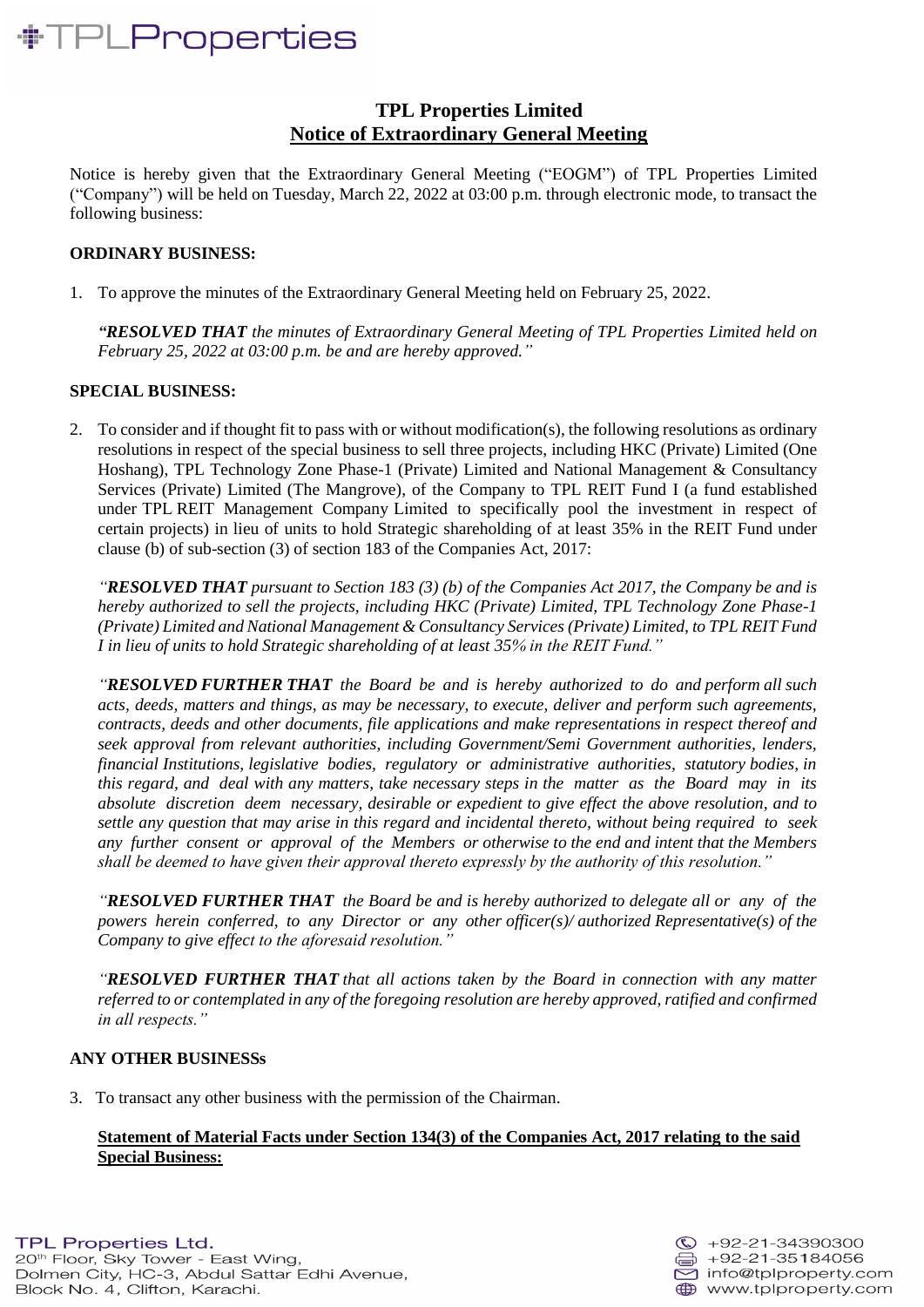# TPL Properties Limited

## Notice of Extraordinary General Meeting

Notice is hereby given that the Extraordinary General Meeting ("EOGM") of TPL Properties Limited ("Company") will be held on Tuesday, March 22, 2022 at 03:00 p.m. through electronic mode, to transact the following business:

**ORDINARY BUSINESS:**

1. To approve the minutes of the Extraordinary General Meeting held on February 25, 2022.

   ***"RESOLVED THAT** the minutes of Extraordinary General Meeting of TPL Properties Limited held on February 25, 2022 at 03:00 p.m. be and are hereby approved."*

**SPECIAL BUSINESS:**

2. To consider and if thought fit to pass with or without modification(s), the following resolutions as ordinary resolutions in respect of the special business to sell three projects, including HKC (Private) Limited (One Hoshang), TPL Technology Zone Phase-1 (Private) Limited and National Management & Consultancy Services (Private) Limited (The Mangrove), of the Company to TPL REIT Fund I (a fund established under TPL REIT Management Company Limited to specifically pool the investment in respect of certain projects) in lieu of units to hold Strategic shareholding of at least 35% in the REIT Fund under clause (b) of sub-section (3) of section 183 of the Companies Act, 2017:

   *"**RESOLVED THAT** pursuant to Section 183 (3) (b) of the Companies Act 2017, the Company be and is hereby authorized to sell the projects, including HKC (Private) Limited, TPL Technology Zone Phase-1 (Private) Limited and National Management & Consultancy Services (Private) Limited, to TPL REIT Fund I in lieu of units to hold Strategic shareholding of at least 35% in the REIT Fund."*

   *"**RESOLVED FURTHER THAT** the Board be and is hereby authorized to do and perform all such acts, deeds, matters and things, as may be necessary, to execute, deliver and perform such agreements, contracts, deeds and other documents, file applications and make representations in respect thereof and seek approval from relevant authorities, including Government/Semi Government authorities, lenders, financial Institutions, legislative bodies, regulatory or administrative authorities, statutory bodies, in this regard, and deal with any matters, take necessary steps in the matter as the Board may in its absolute discretion deem necessary, desirable or expedient to give effect the above resolution, and to settle any question that may arise in this regard and incidental thereto, without being required to seek any further consent or approval of the Members or otherwise to the end and intent that the Members shall be deemed to have given their approval thereto expressly by the authority of this resolution."*

   *"**RESOLVED FURTHER THAT** the Board be and is hereby authorized to delegate all or any of the powers herein conferred, to any Director or any other officer(s)/ authorized Representative(s) of the Company to give effect to the aforesaid resolution."*

   *"**RESOLVED FURTHER THAT** that all actions taken by the Board in connection with any matter referred to or contemplated in any of the foregoing resolution are hereby approved, ratified and confirmed in all respects."*

**ANY OTHER BUSINESSs**

3. To transact any other business with the permission of the Chairman.

   **<u>Statement of Material Facts under Section 134(3) of the Companies Act, 2017 relating to the said Special Business:</u>**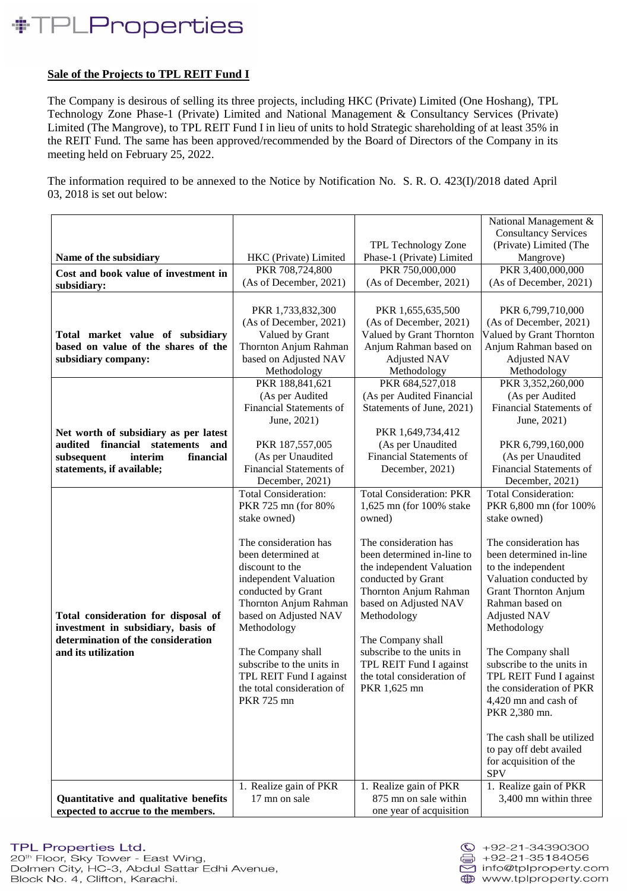**Sale of the Projects to TPL REIT Fund I**

The Company is desirous of selling its three projects, including HKC (Private) Limited (One Hoshang), TPL Technology Zone Phase-1 (Private) Limited and National Management & Consultancy Services (Private) Limited (The Mangrove), to TPL REIT Fund I in lieu of units to hold Strategic shareholding of at least 35% in the REIT Fund. The same has been approved/recommended by the Board of Directors of the Company in its meeting held on February 25, 2022.

The information required to be annexed to the Notice by Notification No. S. R. O. 423(I)/2018 dated April 03, 2018 is set out below:

| **Name of the subsidiary** | HKC (Private) Limited | TPL Technology Zone Phase-1 (Private) Limited | National Management & Consultancy Services (Private) Limited (The Mangrove) |
|---|---|---|---|
| **Cost and book value of investment in subsidiary:** | PKR 708,724,800 (As of December, 2021) | PKR 750,000,000 (As of December, 2021) | PKR 3,400,000,000 (As of December, 2021) |
| **Total market value of subsidiary based on value of the shares of the subsidiary company:** | PKR 1,733,832,300 (As of December, 2021) Valued by Grant Thornton Anjum Rahman based on Adjusted NAV Methodology | PKR 1,655,635,500 (As of December, 2021) Valued by Grant Thornton Anjum Rahman based on Adjusted NAV Methodology | PKR 6,799,710,000 (As of December, 2021) Valued by Grant Thornton Anjum Rahman based on Adjusted NAV Methodology |
| **Net worth of subsidiary as per latest audited financial statements and subsequent interim financial statements, if available;** | PKR 188,841,621 (As per Audited Financial Statements of June, 2021)<br><br>PKR 187,557,005 (As per Unaudited Financial Statements of December, 2021) | PKR 684,527,018 (As per Audited Financial Statements of June, 2021)<br><br>PKR 1,649,734,412 (As per Unaudited Financial Statements of December, 2021) | PKR 3,352,260,000 (As per Audited Financial Statements of June, 2021)<br><br>PKR 6,799,160,000 (As per Unaudited Financial Statements of December, 2021) |
| **Total consideration for disposal of investment in subsidiary, basis of determination of the consideration and its utilization** | Total Consideration: PKR 725 mn (for 80% stake owned)<br><br>The consideration has been determined at discount to the independent Valuation conducted by Grant Thornton Anjum Rahman based on Adjusted NAV Methodology<br><br>The Company shall subscribe to the units in TPL REIT Fund I against the total consideration of PKR 725 mn | Total Consideration: PKR 1,625 mn (for 100% stake owned)<br><br>The consideration has been determined in-line to the independent Valuation conducted by Grant Thornton Anjum Rahman based on Adjusted NAV Methodology<br><br>The Company shall subscribe to the units in TPL REIT Fund I against the total consideration of PKR 1,625 mn | Total Consideration: PKR 6,800 mn (for 100% stake owned)<br><br>The consideration has been determined in-line to the independent Valuation conducted by Grant Thornton Anjum Rahman based on Adjusted NAV Methodology<br><br>The Company shall subscribe to the units in TPL REIT Fund I against the consideration of PKR 4,420 mn and cash of PKR 2,380 mn.<br><br>The cash shall be utilized to pay off debt availed for acquisition of the SPV |
| **Quantitative and qualitative benefits expected to accrue to the members.** | 1. Realize gain of PKR 17 mn on sale | 1. Realize gain of PKR 875 mn on sale within one year of acquisition | 1. Realize gain of PKR 3,400 mn within three |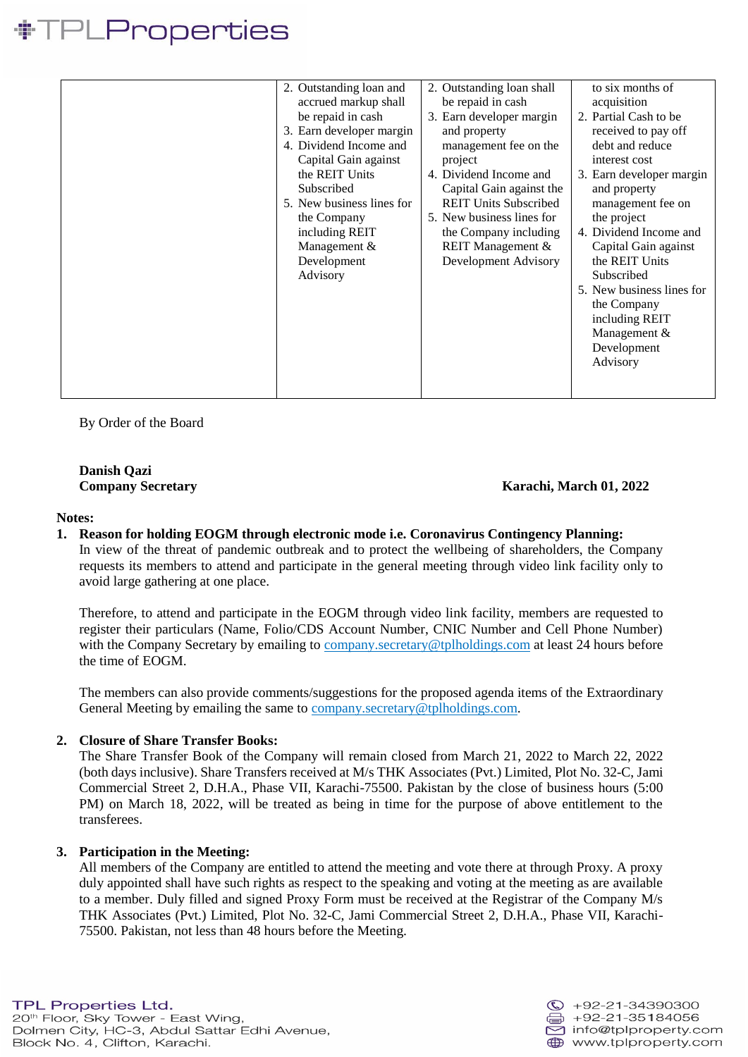|  | 2. Outstanding loan and accrued markup shall be repaid in cash<br>3. Earn developer margin<br>4. Dividend Income and Capital Gain against the REIT Units Subscribed<br>5. New business lines for the Company including REIT Management & Development Advisory | 2. Outstanding loan shall be repaid in cash<br>3. Earn developer margin and property management fee on the project<br>4. Dividend Income and Capital Gain against the REIT Units Subscribed<br>5. New business lines for the Company including REIT Management & Development Advisory | to six months of acquisition<br>2. Partial Cash to be received to pay off debt and reduce interest cost<br>3. Earn developer margin and property management fee on the project<br>4. Dividend Income and Capital Gain against the REIT Units Subscribed<br>5. New business lines for the Company including REIT Management & Development Advisory |
|---|---|---|---|

By Order of the Board

**Danish Qazi**
**Company Secretary**

**Karachi, March 01, 2022**

**Notes:**

1. **Reason for holding EOGM through electronic mode i.e. Coronavirus Contingency Planning:**
   In view of the threat of pandemic outbreak and to protect the wellbeing of shareholders, the Company requests its members to attend and participate in the general meeting through video link facility only to avoid large gathering at one place.

   Therefore, to attend and participate in the EOGM through video link facility, members are requested to register their particulars (Name, Folio/CDS Account Number, CNIC Number and Cell Phone Number) with the Company Secretary by emailing to company.secretary@tplholdings.com at least 24 hours before the time of EOGM.

   The members can also provide comments/suggestions for the proposed agenda items of the Extraordinary General Meeting by emailing the same to company.secretary@tplholdings.com.

2. **Closure of Share Transfer Books:**
   The Share Transfer Book of the Company will remain closed from March 21, 2022 to March 22, 2022 (both days inclusive). Share Transfers received at M/s THK Associates (Pvt.) Limited, Plot No. 32-C, Jami Commercial Street 2, D.H.A., Phase VII, Karachi-75500. Pakistan by the close of business hours (5:00 PM) on March 18, 2022, will be treated as being in time for the purpose of above entitlement to the transferees.

3. **Participation in the Meeting:**
   All members of the Company are entitled to attend the meeting and vote there at through Proxy. A proxy duly appointed shall have such rights as respect to the speaking and voting at the meeting as are available to a member. Duly filled and signed Proxy Form must be received at the Registrar of the Company M/s THK Associates (Pvt.) Limited, Plot No. 32-C, Jami Commercial Street 2, D.H.A., Phase VII, Karachi-75500. Pakistan, not less than 48 hours before the Meeting.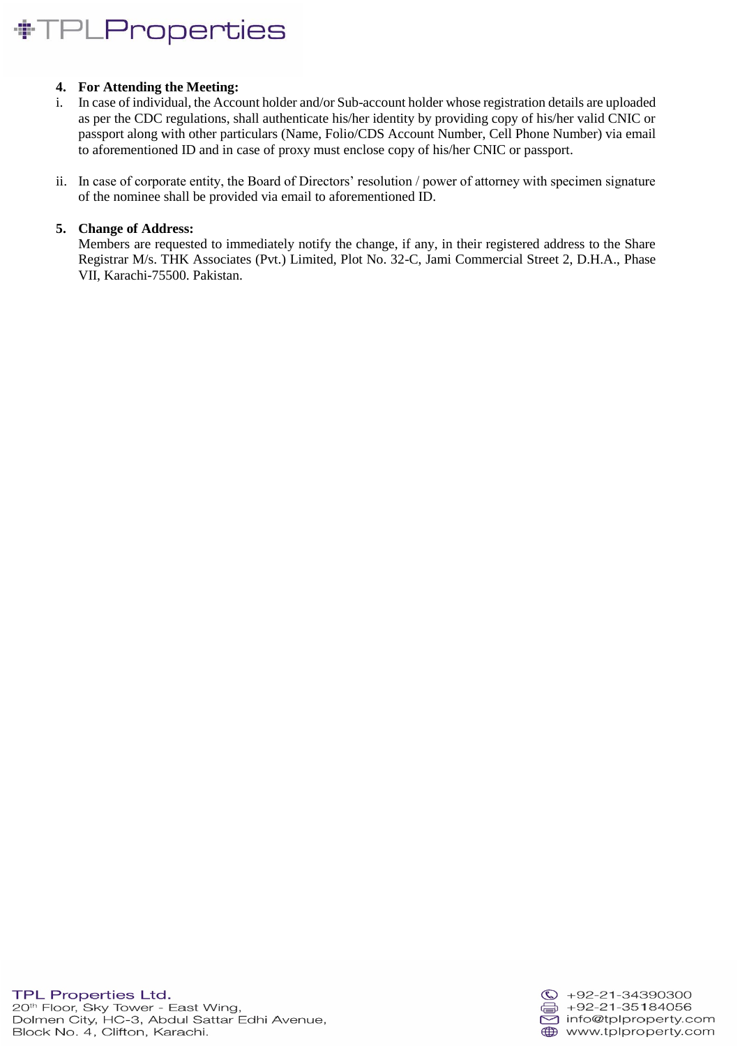**4. For Attending the Meeting:**

i. In case of individual, the Account holder and/or Sub-account holder whose registration details are uploaded as per the CDC regulations, shall authenticate his/her identity by providing copy of his/her valid CNIC or passport along with other particulars (Name, Folio/CDS Account Number, Cell Phone Number) via email to aforementioned ID and in case of proxy must enclose copy of his/her CNIC or passport.

ii. In case of corporate entity, the Board of Directors' resolution / power of attorney with specimen signature of the nominee shall be provided via email to aforementioned ID.

**5. Change of Address:**

Members are requested to immediately notify the change, if any, in their registered address to the Share Registrar M/s. THK Associates (Pvt.) Limited, Plot No. 32-C, Jami Commercial Street 2, D.H.A., Phase VII, Karachi-75500. Pakistan.